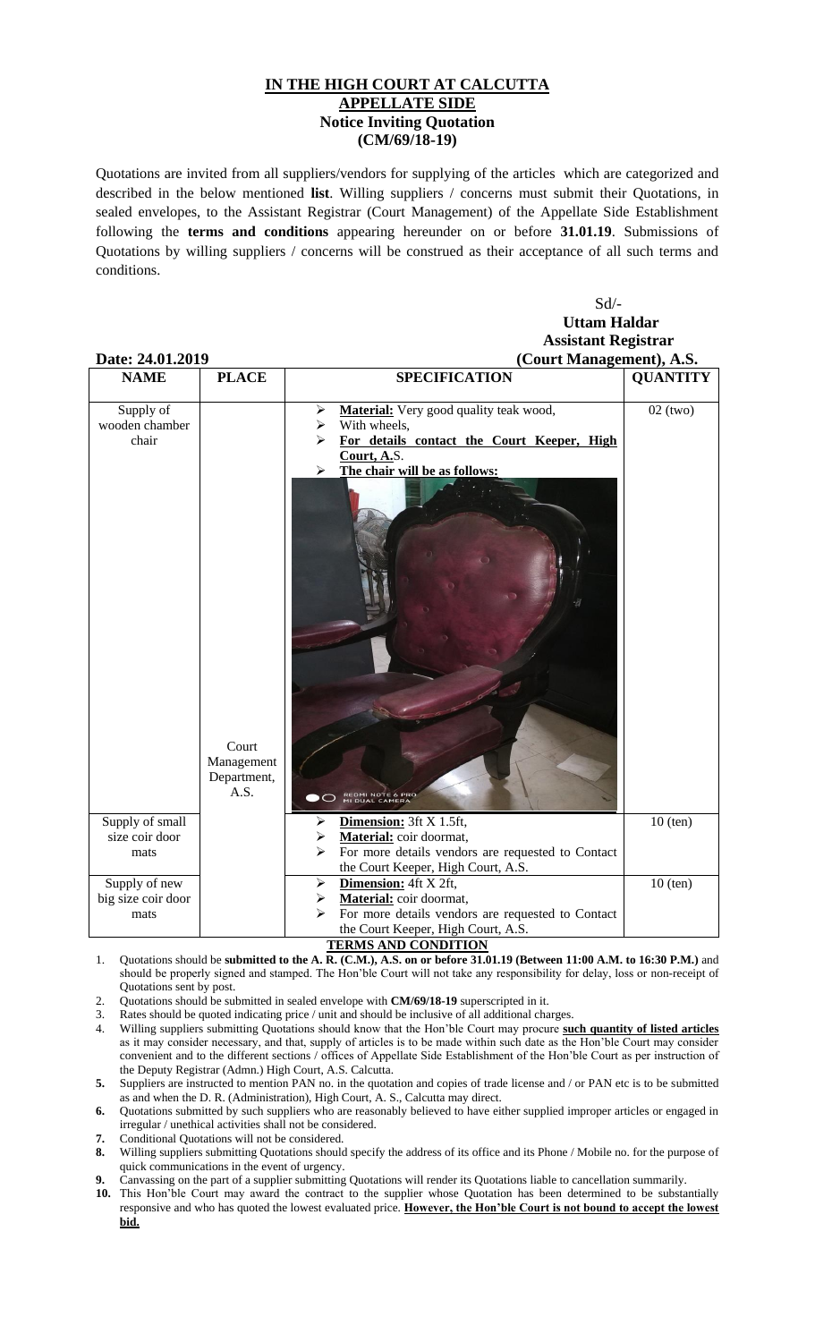**IN THE HIGH COURT AT CALCUTTA**
**APPELLATE SIDE**
**Notice Inviting Quotation**
**(CM/69/18-19)**

Quotations are invited from all suppliers/vendors for supplying of the articles which are categorized and described in the below mentioned **list**. Willing suppliers / concerns must submit their Quotations, in sealed envelopes, to the Assistant Registrar (Court Management) of the Appellate Side Establishment following the **terms and conditions** appearing hereunder on or before **31.01.19**. Submissions of Quotations by willing suppliers / concerns will be construed as their acceptance of all such terms and conditions.

Sd/-
**Uttam Haldar**
**Assistant Registrar**
**(Court Management), A.S.**

**Date: 24.01.2019**

| NAME | PLACE | SPECIFICATION | QUANTITY |
|---|---|---|---|
| Supply of wooden chamber chair | Court Management Department, A.S. | ➢ **Material:** Very good quality teak wood,<br>➢ With wheels,<br>➢ **For details contact the Court Keeper, High Court, A.S.**<br>➢ **The chair will be as follows:** | 02 (two) |
| Supply of small size coir door mats | | ➢ **Dimension:** 3ft X 1.5ft,<br>➢ **Material:** coir doormat,<br>➢ For more details vendors are requested to Contact the Court Keeper, High Court, A.S. | 10 (ten) |
| Supply of new big size coir door mats | | ➢ **Dimension:** 4ft X 2ft,<br>➢ **Material:** coir doormat,<br>➢ For more details vendors are requested to Contact the Court Keeper, High Court, A.S. | 10 (ten) |

**TERMS AND CONDITION**

1. Quotations should be **submitted to the A. R. (C.M.), A.S. on or before 31.01.19 (Between 11:00 A.M. to 16:30 P.M.)** and should be properly signed and stamped. The Hon'ble Court will not take any responsibility for delay, loss or non-receipt of Quotations sent by post.
2. Quotations should be submitted in sealed envelope with **CM/69/18-19** superscripted in it.
3. Rates should be quoted indicating price / unit and should be inclusive of all additional charges.
4. Willing suppliers submitting Quotations should know that the Hon'ble Court may procure **such quantity of listed articles** as it may consider necessary, and that, supply of articles is to be made within such date as the Hon'ble Court may consider convenient and to the different sections / offices of Appellate Side Establishment of the Hon'ble Court as per instruction of the Deputy Registrar (Admn.) High Court, A.S. Calcutta.
5. Suppliers are instructed to mention PAN no. in the quotation and copies of trade license and / or PAN etc is to be submitted as and when the D. R. (Administration), High Court, A. S., Calcutta may direct.
6. Quotations submitted by such suppliers who are reasonably believed to have either supplied improper articles or engaged in irregular / unethical activities shall not be considered.
7. Conditional Quotations will not be considered.
8. Willing suppliers submitting Quotations should specify the address of its office and its Phone / Mobile no. for the purpose of quick communications in the event of urgency.
9. Canvassing on the part of a supplier submitting Quotations will render its Quotations liable to cancellation summarily.
10. This Hon'ble Court may award the contract to the supplier whose Quotation has been determined to be substantially responsive and who has quoted the lowest evaluated price. **However, the Hon'ble Court is not bound to accept the lowest bid.**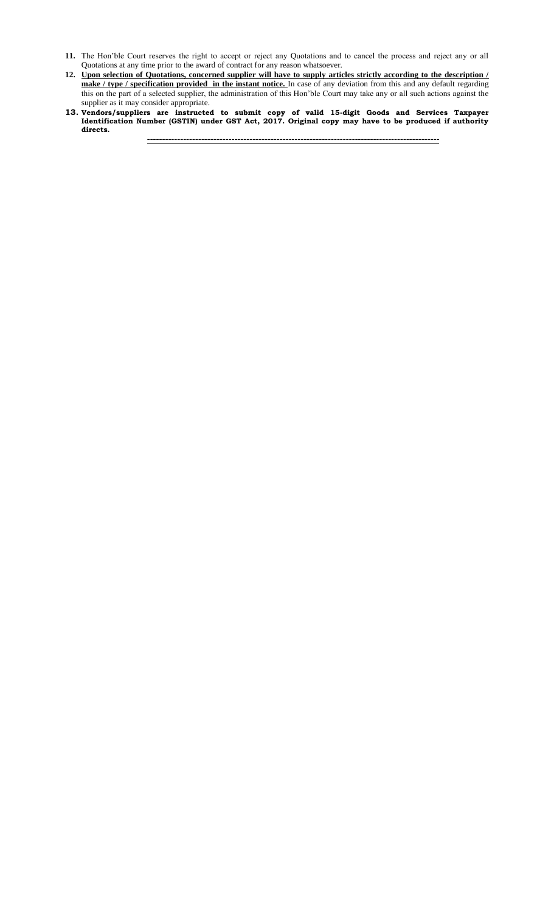11. The Hon'ble Court reserves the right to accept or reject any Quotations and to cancel the process and reject any or all Quotations at any time prior to the award of contract for any reason whatsoever.
12. **Upon selection of Quotations, concerned supplier will have to supply articles strictly according to the description / make / type / specification provided in the instant notice.** In case of any deviation from this and any default regarding this on the part of a selected supplier, the administration of this Hon'ble Court may take any or all such actions against the supplier as it may consider appropriate.
13. **Vendors/suppliers are instructed to submit copy of valid 15-digit Goods and Services Taxpayer Identification Number (GSTIN) under GST Act, 2017. Original copy may have to be produced if authority directs.**

---